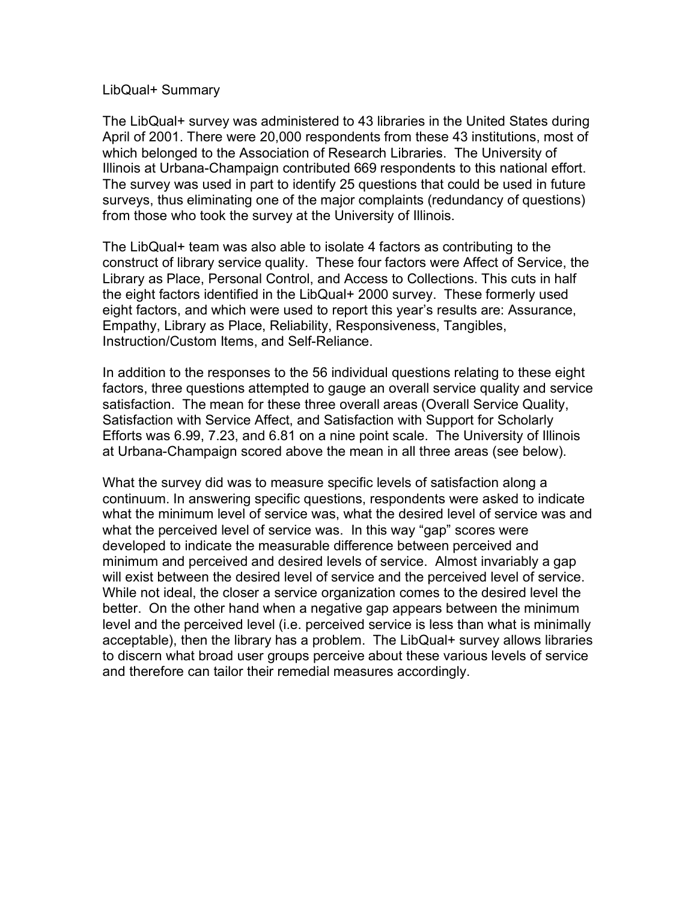# LibQual+ Summary

The LibQual+ survey was administered to 43 libraries in the United States during April of 2001. There were 20,000 respondents from these 43 institutions, most of which belonged to the Association of Research Libraries. The University of Illinois at Urbana-Champaign contributed 669 respondents to this national effort. The survey was used in part to identify 25 questions that could be used in future surveys, thus eliminating one of the major complaints (redundancy of questions) from those who took the survey at the University of Illinois.

The LibQual+ team was also able to isolate 4 factors as contributing to the construct of library service quality. These four factors were Affect of Service, the Library as Place, Personal Control, and Access to Collections. This cuts in half the eight factors identified in the LibQual+ 2000 survey. These formerly used eight factors, and which were used to report this year's results are: Assurance, Empathy, Library as Place, Reliability, Responsiveness, Tangibles, Instruction/Custom Items, and Self-Reliance.

In addition to the responses to the 56 individual questions relating to these eight factors, three questions attempted to gauge an overall service quality and service satisfaction. The mean for these three overall areas (Overall Service Quality, Satisfaction with Service Affect, and Satisfaction with Support for Scholarly Efforts was 6.99, 7.23, and 6.81 on a nine point scale. The University of Illinois at Urbana-Champaign scored above the mean in all three areas (see below).

What the survey did was to measure specific levels of satisfaction along a continuum. In answering specific questions, respondents were asked to indicate what the minimum level of service was, what the desired level of service was and what the perceived level of service was. In this way "gap" scores were developed to indicate the measurable difference between perceived and minimum and perceived and desired levels of service. Almost invariably a gap will exist between the desired level of service and the perceived level of service. While not ideal, the closer a service organization comes to the desired level the better. On the other hand when a negative gap appears between the minimum level and the perceived level (i.e. perceived service is less than what is minimally acceptable), then the library has a problem. The LibQual+ survey allows libraries to discern what broad user groups perceive about these various levels of service and therefore can tailor their remedial measures accordingly.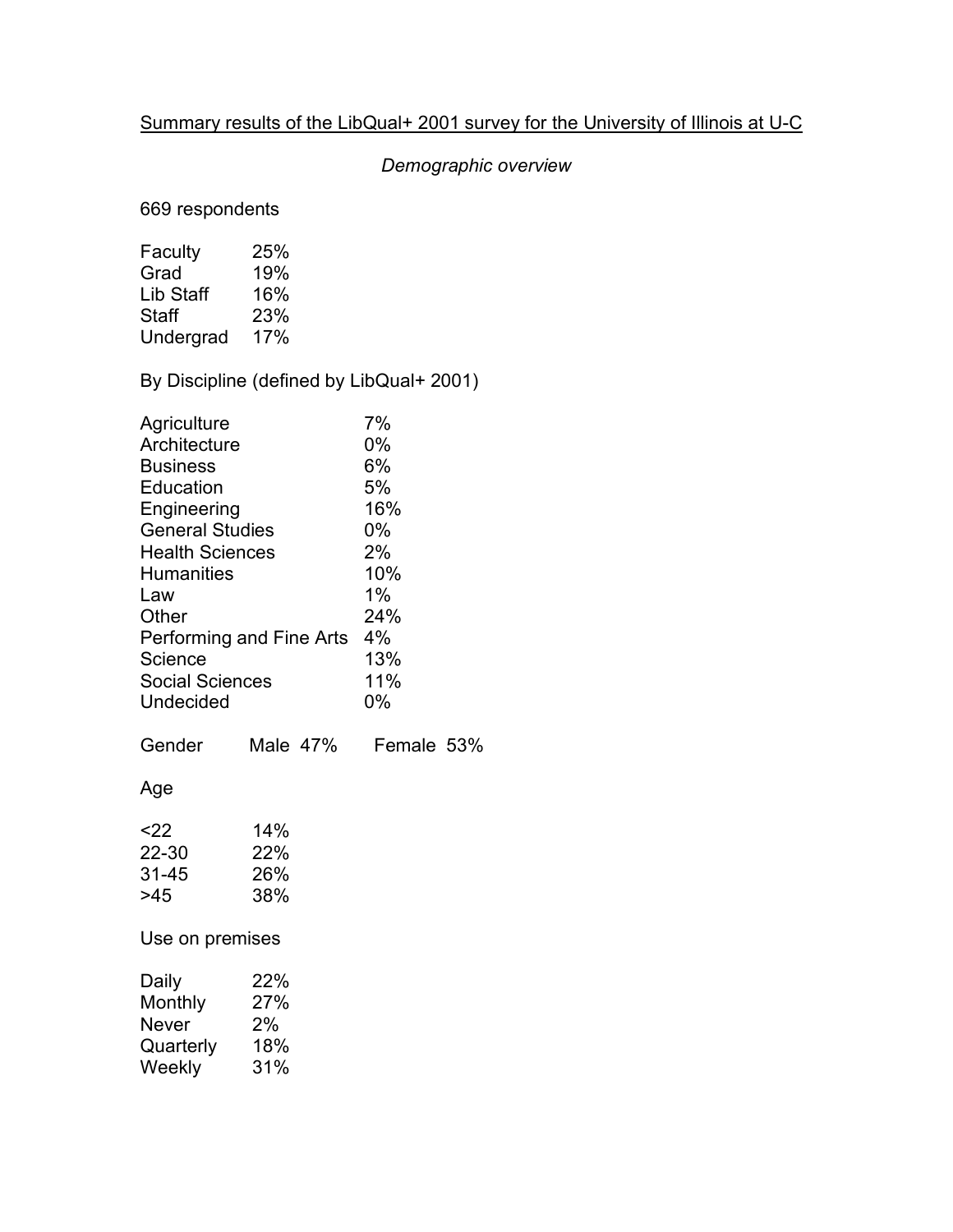Summary results of the LibQual+ 2001 survey for the University of Illinois at U-C

*Demographic overview*

669 respondents

| | |
|---|---|
| Faculty | 25% |
| Grad | 19% |
| Lib Staff | 16% |
| Staff | 23% |
| Undergrad | 17% |

By Discipline (defined by LibQual+ 2001)

| | |
|---|---|
| Agriculture | 7% |
| Architecture | 0% |
| Business | 6% |
| Education | 5% |
| Engineering | 16% |
| General Studies | 0% |
| Health Sciences | 2% |
| Humanities | 10% |
| Law | 1% |
| Other | 24% |
| Performing and Fine Arts | 4% |
| Science | 13% |
| Social Sciences | 11% |
| Undecided | 0% |

Gender Male 47% Female 53%

Age

| | |
|---|---|
| <22 | 14% |
| 22-30 | 22% |
| 31-45 | 26% |
| >45 | 38% |

Use on premises

| | |
|---|---|
| Daily | 22% |
| Monthly | 27% |
| Never | 2% |
| Quarterly | 18% |
| Weekly | 31% |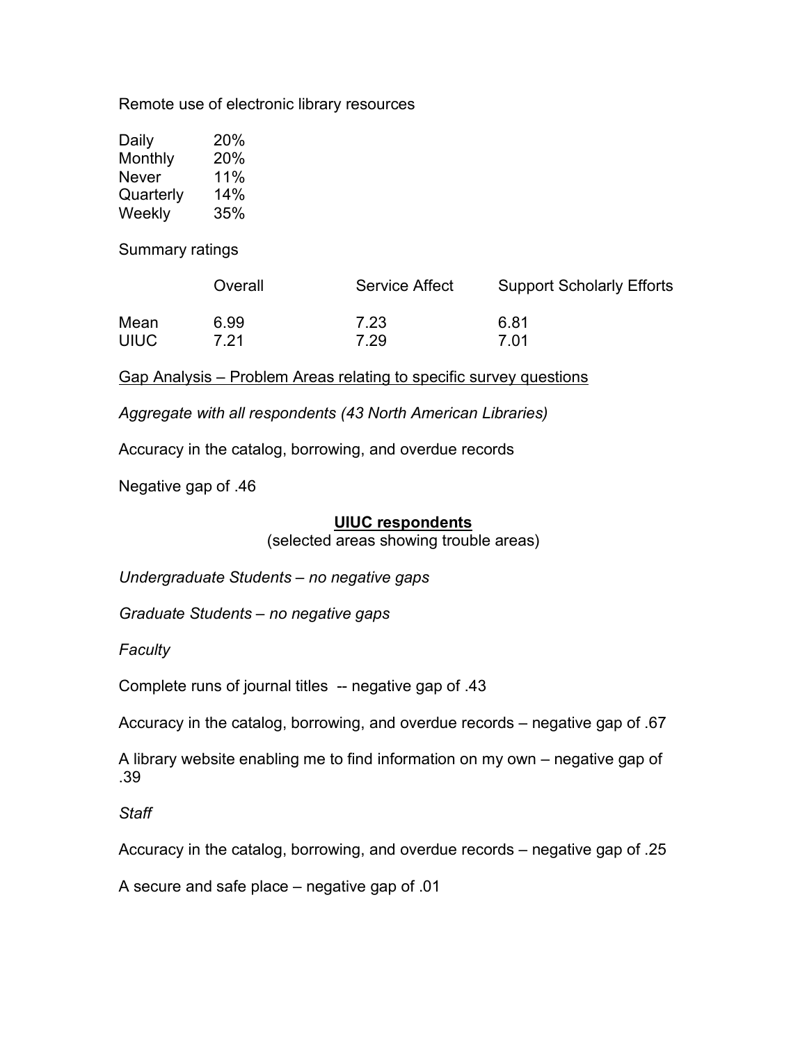Remote use of electronic library resources

| | |
|---|---|
| Daily | 20% |
| Monthly | 20% |
| Never | 11% |
| Quarterly | 14% |
| Weekly | 35% |

Summary ratings

| | Overall | Service Affect | Support Scholarly Efforts |
|---|---|---|---|
| Mean | 6.99 | 7.23 | 6.81 |
| UIUC | 7.21 | 7.29 | 7.01 |

<u>Gap Analysis – Problem Areas relating to specific survey questions</u>

*Aggregate with all respondents (43 North American Libraries)*

Accuracy in the catalog, borrowing, and overdue records

Negative gap of .46

## <u>UIUC respondents</u>

(selected areas showing trouble areas)

*Undergraduate Students – no negative gaps*

*Graduate Students – no negative gaps*

*Faculty*

Complete runs of journal titles -- negative gap of .43

Accuracy in the catalog, borrowing, and overdue records – negative gap of .67

A library website enabling me to find information on my own – negative gap of .39

*Staff*

Accuracy in the catalog, borrowing, and overdue records – negative gap of .25

A secure and safe place – negative gap of .01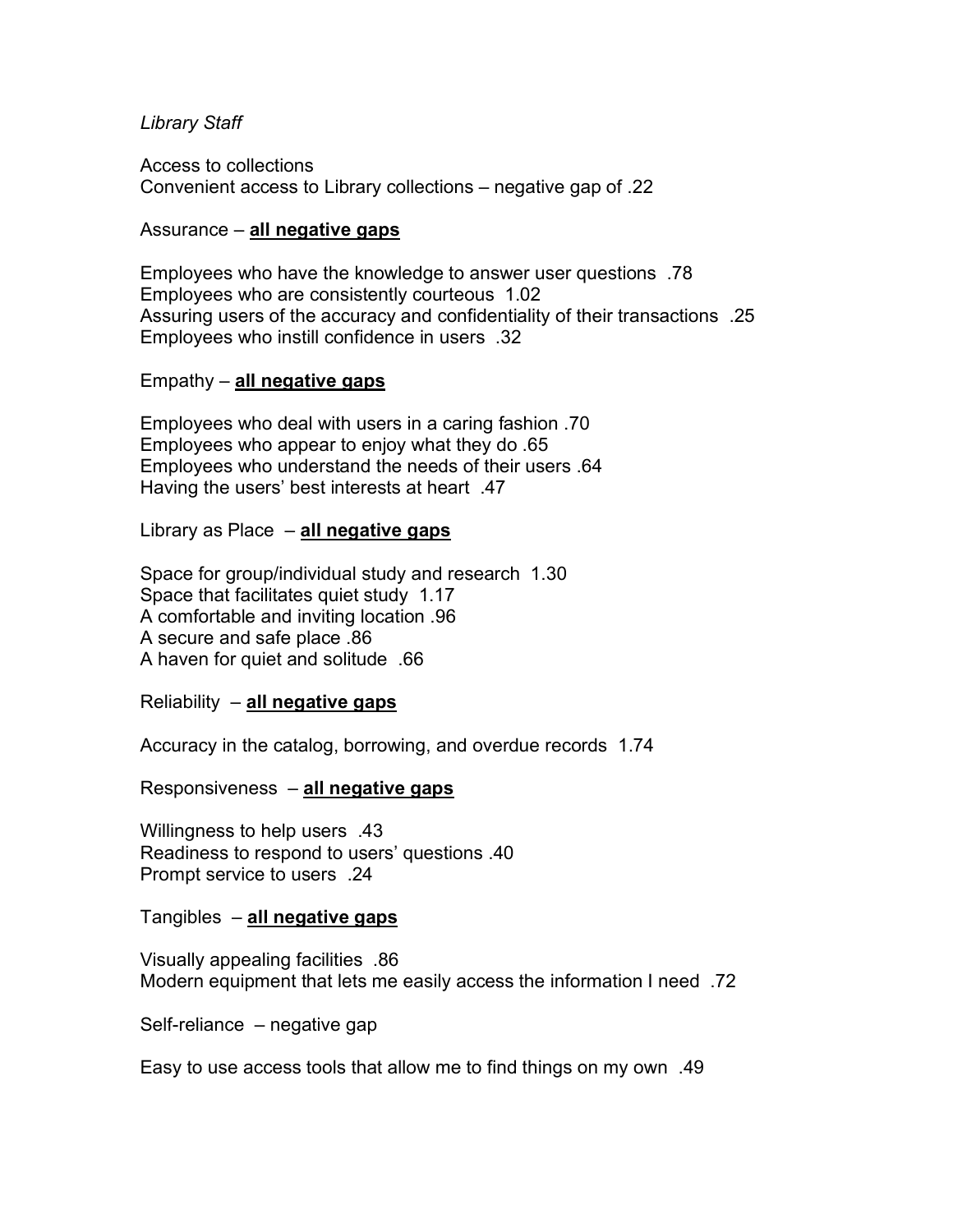*Library Staff*

Access to collections
Convenient access to Library collections – negative gap of .22

Assurance – **<u>all negative gaps</u>**

Employees who have the knowledge to answer user questions .78
Employees who are consistently courteous 1.02
Assuring users of the accuracy and confidentiality of their transactions .25
Employees who instill confidence in users .32

Empathy – **<u>all negative gaps</u>**

Employees who deal with users in a caring fashion .70
Employees who appear to enjoy what they do .65
Employees who understand the needs of their users .64
Having the users' best interests at heart .47

Library as Place – **<u>all negative gaps</u>**

Space for group/individual study and research 1.30
Space that facilitates quiet study 1.17
A comfortable and inviting location .96
A secure and safe place .86
A haven for quiet and solitude .66

Reliability – **<u>all negative gaps</u>**

Accuracy in the catalog, borrowing, and overdue records 1.74

Responsiveness – **<u>all negative gaps</u>**

Willingness to help users .43
Readiness to respond to users' questions .40
Prompt service to users .24

Tangibles – **<u>all negative gaps</u>**

Visually appealing facilities .86
Modern equipment that lets me easily access the information I need .72

Self-reliance – negative gap

Easy to use access tools that allow me to find things on my own .49